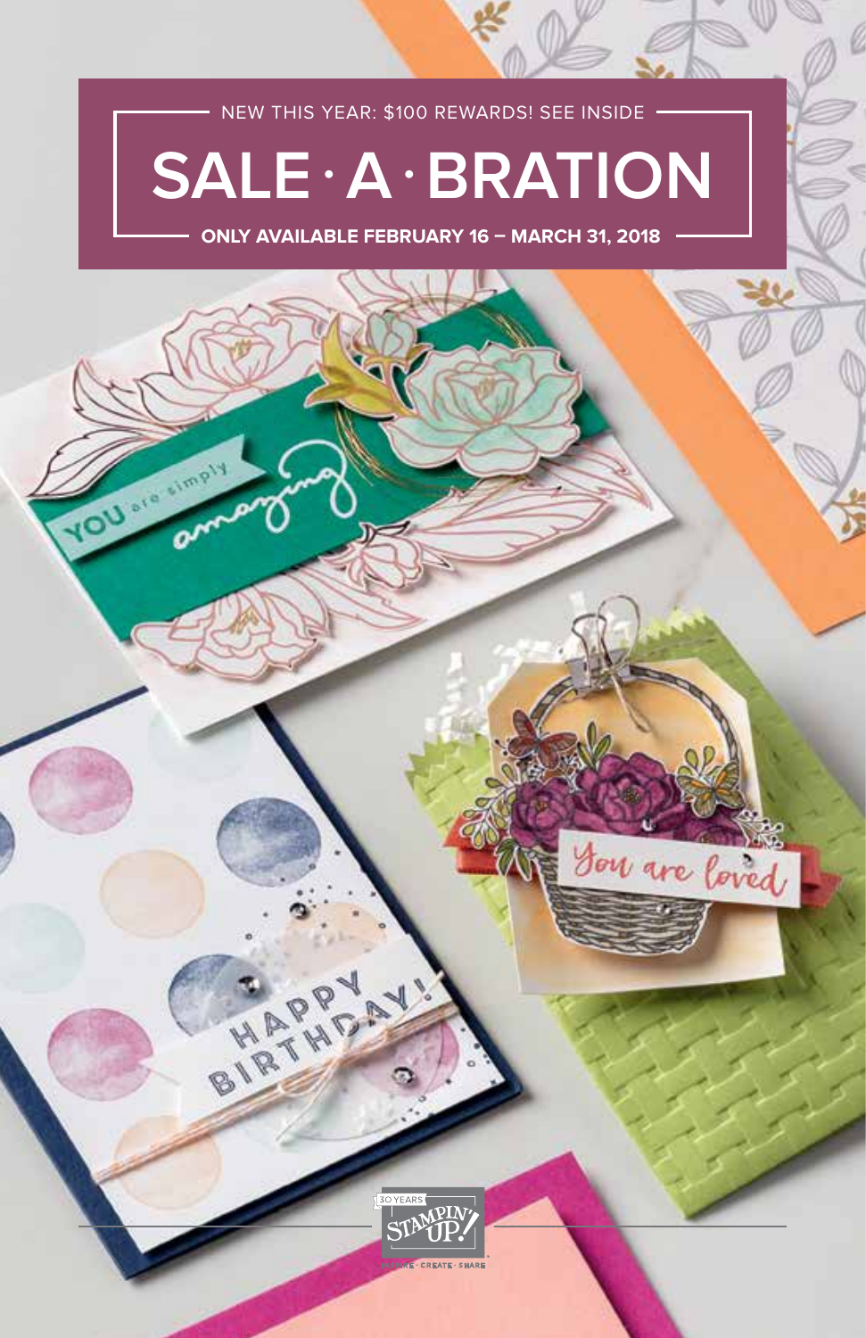NEW THIS YEAR: $100 REWARDS! SEE INSIDE

# SALE · A · BRATION

**ONLY AVAILABLE FEBRUARY 16 – MARCH 31, 2018**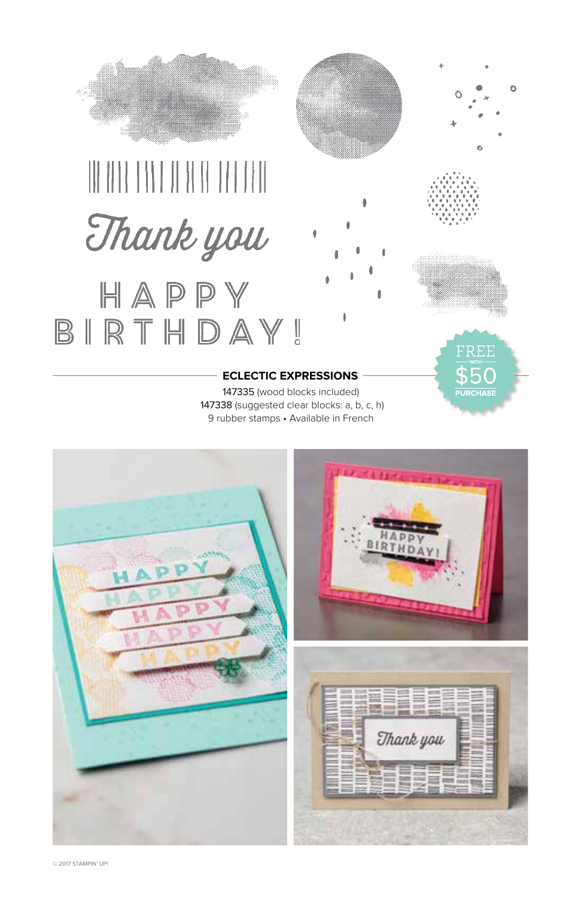## ECLECTIC EXPRESSIONS

147335 (wood blocks included)
147338 (suggested clear blocks: a, b, c, h)
9 rubber stamps • Available in French

FREE WITH $50 PURCHASE

© 2017 STAMPIN' UP!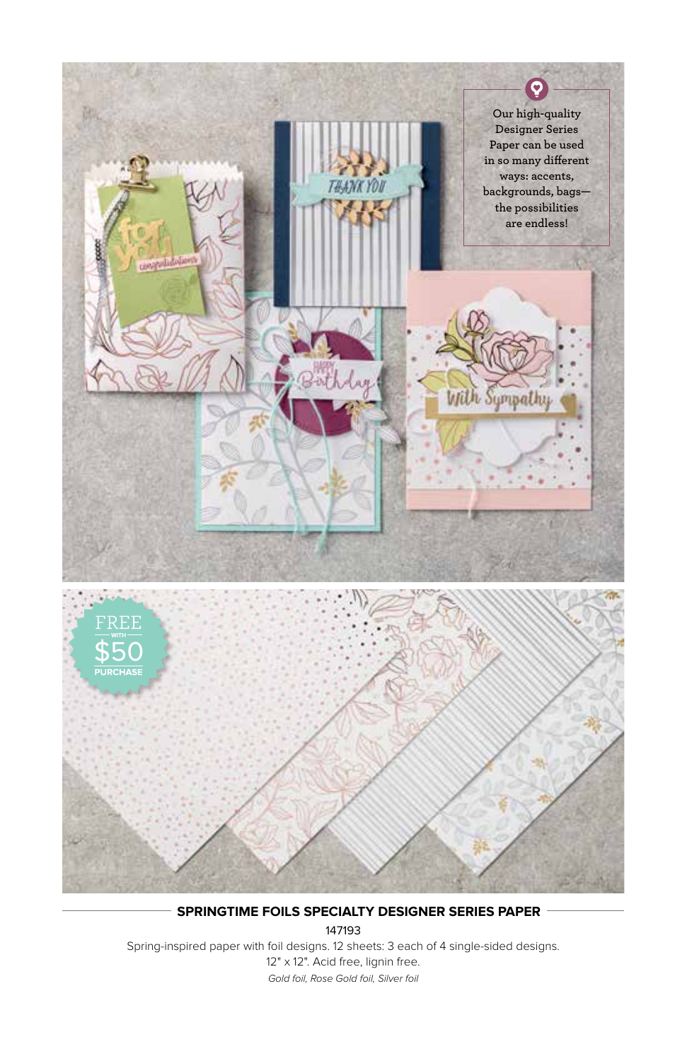Our high-quality Designer Series Paper can be used in so many different ways: accents, backgrounds, bags—the possibilities are endless!

FREE WITH $50 PURCHASE

## SPRINGTIME FOILS SPECIALTY DESIGNER SERIES PAPER

147193

Spring-inspired paper with foil designs. 12 sheets: 3 each of 4 single-sided designs. 12" x 12". Acid free, lignin free.

*Gold foil, Rose Gold foil, Silver foil*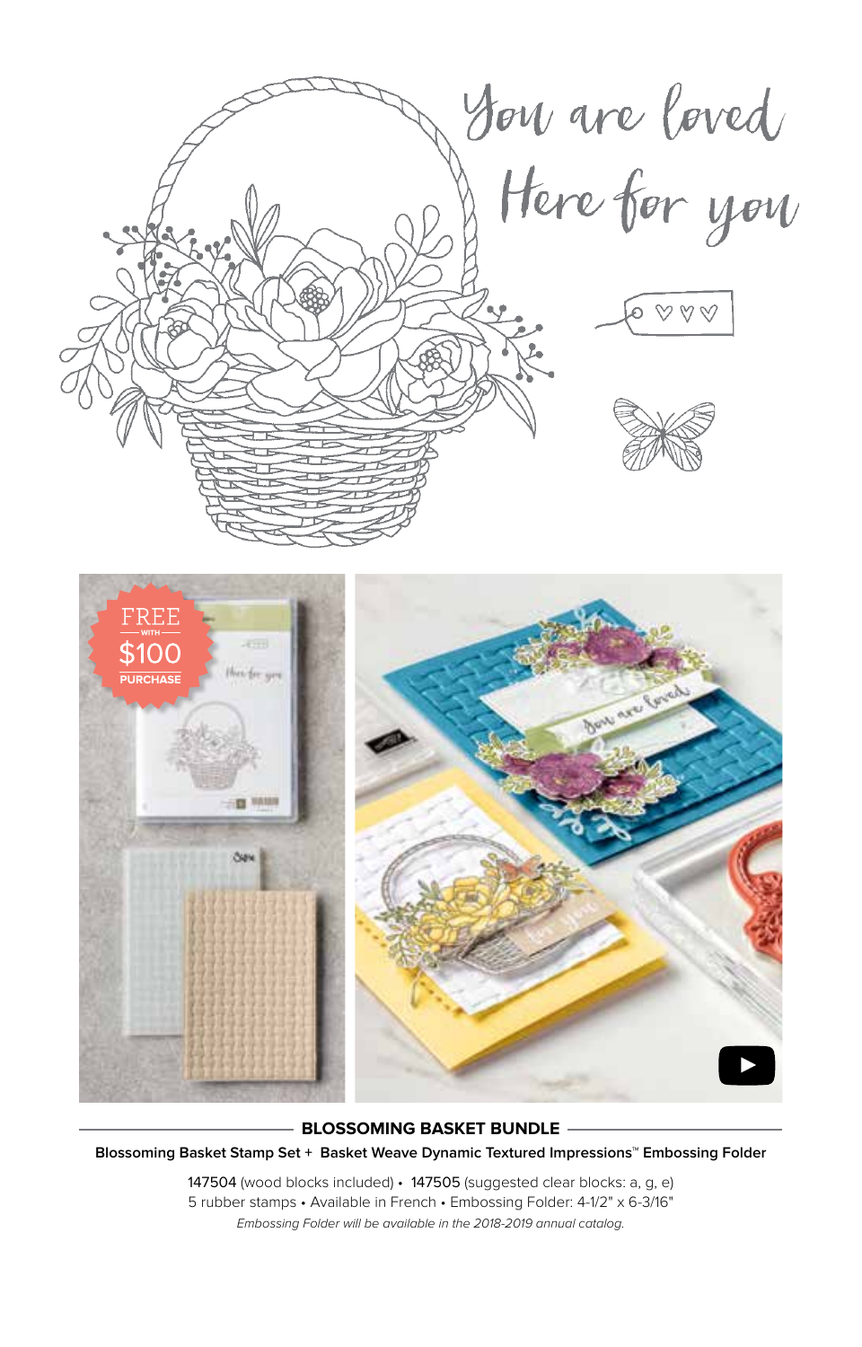## BLOSSOMING BASKET BUNDLE

**Blossoming Basket Stamp Set + Basket Weave Dynamic Textured Impressions™ Embossing Folder**

147504 (wood blocks included) • 147505 (suggested clear blocks: a, g, e)
5 rubber stamps • Available in French • Embossing Folder: 4-1/2" x 6-3/16"

*Embossing Folder will be available in the 2018-2019 annual catalog.*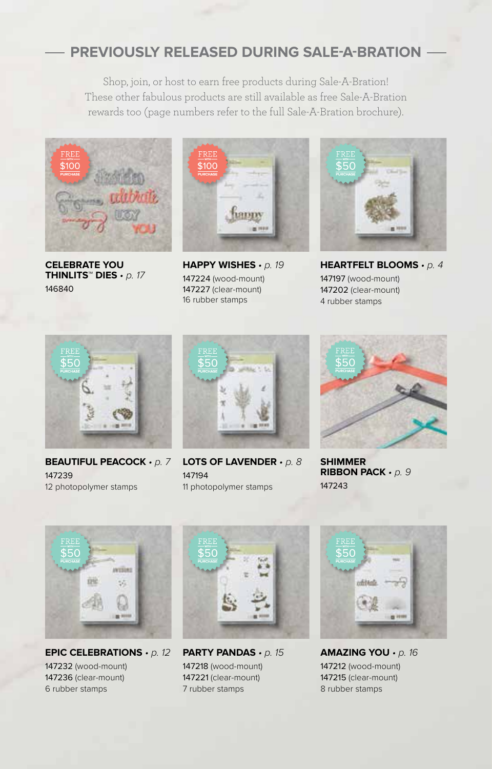## PREVIOUSLY RELEASED DURING SALE-A-BRATION

Shop, join, or host to earn free products during Sale-A-Bration! These other fabulous products are still available as free Sale-A-Bration rewards too (page numbers refer to the full Sale-A-Bration brochure).

FREE WITH $100 PURCHASE

**CELEBRATE YOU THINLITS™ DIES** • *p. 17*
146840

FREE WITH $100 PURCHASE

**HAPPY WISHES** • *p. 19*
147224 (wood-mount)
147227 (clear-mount)
16 rubber stamps

FREE WITH $50 PURCHASE

**HEARTFELT BLOOMS** • *p. 4*
147197 (wood-mount)
147202 (clear-mount)
4 rubber stamps

FREE WITH $50 PURCHASE

**BEAUTIFUL PEACOCK** • *p. 7*
147239
12 photopolymer stamps

FREE WITH $50 PURCHASE

**LOTS OF LAVENDER** • *p. 8*
147194
11 photopolymer stamps

FREE WITH $50 PURCHASE

**SHIMMER RIBBON PACK** • *p. 9*
147243

FREE WITH $50 PURCHASE

**EPIC CELEBRATIONS** • *p. 12*
147232 (wood-mount)
147236 (clear-mount)
6 rubber stamps

FREE WITH $50 PURCHASE

**PARTY PANDAS** • *p. 15*
147218 (wood-mount)
147221 (clear-mount)
7 rubber stamps

FREE WITH $50 PURCHASE

**AMAZING YOU** • *p. 16*
147212 (wood-mount)
147215 (clear-mount)
8 rubber stamps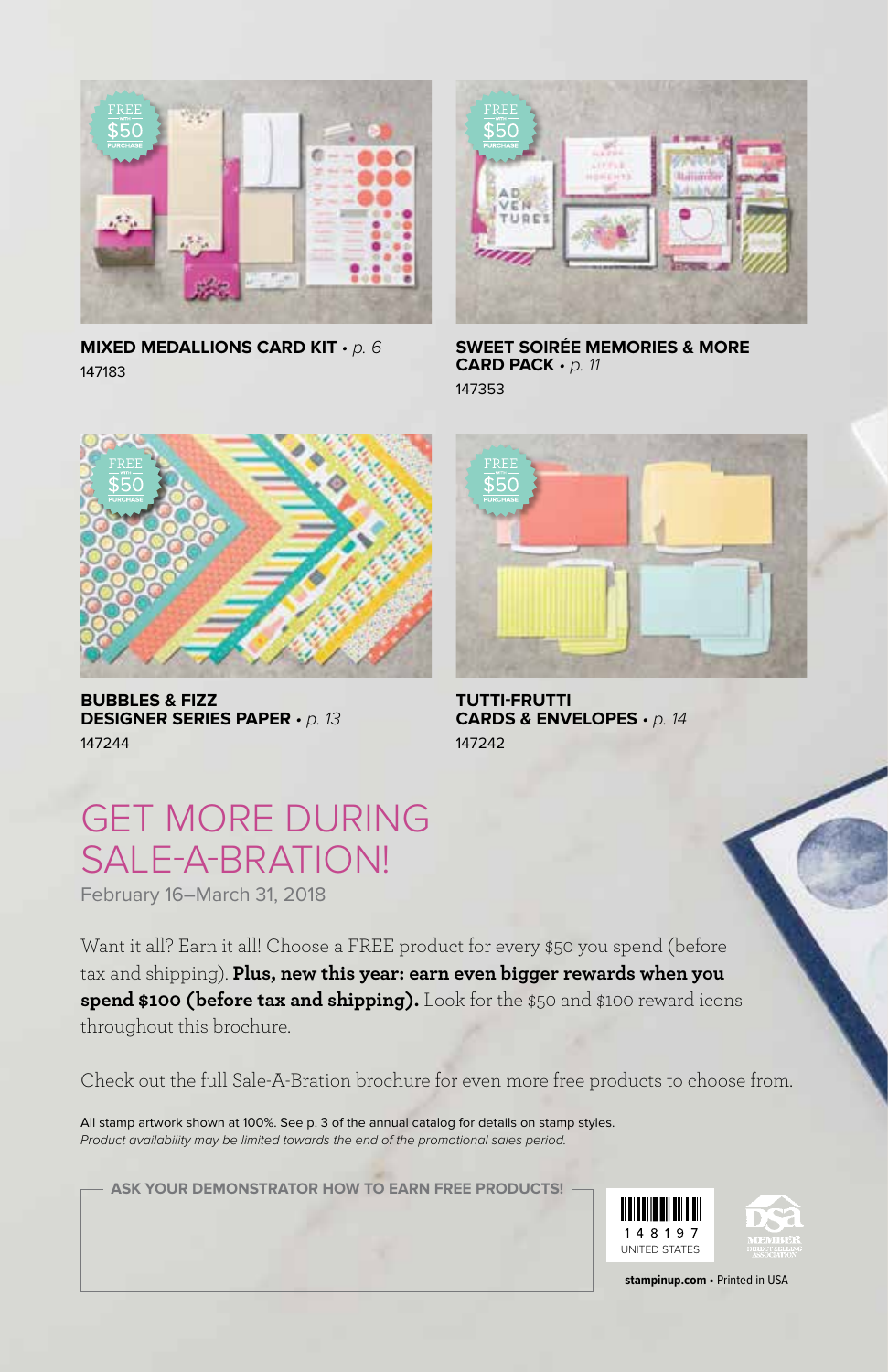**MIXED MEDALLIONS CARD KIT** • *p. 6*
147183

**SWEET SOIRÉE MEMORIES & MORE CARD PACK** • *p. 11*
147353

**BUBBLES & FIZZ DESIGNER SERIES PAPER** • *p. 13*
147244

**TUTTI-FRUTTI CARDS & ENVELOPES** • *p. 14*
147242

# GET MORE DURING SALE-A-BRATION!

February 16–March 31, 2018

Want it all? Earn it all! Choose a FREE product for every $50 you spend (before tax and shipping). **Plus, new this year: earn even bigger rewards when you spend $100 (before tax and shipping).** Look for the $50 and $100 reward icons throughout this brochure.

Check out the full Sale-A-Bration brochure for even more free products to choose from.

All stamp artwork shown at 100%. See p. 3 of the annual catalog for details on stamp styles.
*Product availability may be limited towards the end of the promotional sales period.*

**ASK YOUR DEMONSTRATOR HOW TO EARN FREE PRODUCTS!**

148197
UNITED STATES

**stampinup.com** • Printed in USA